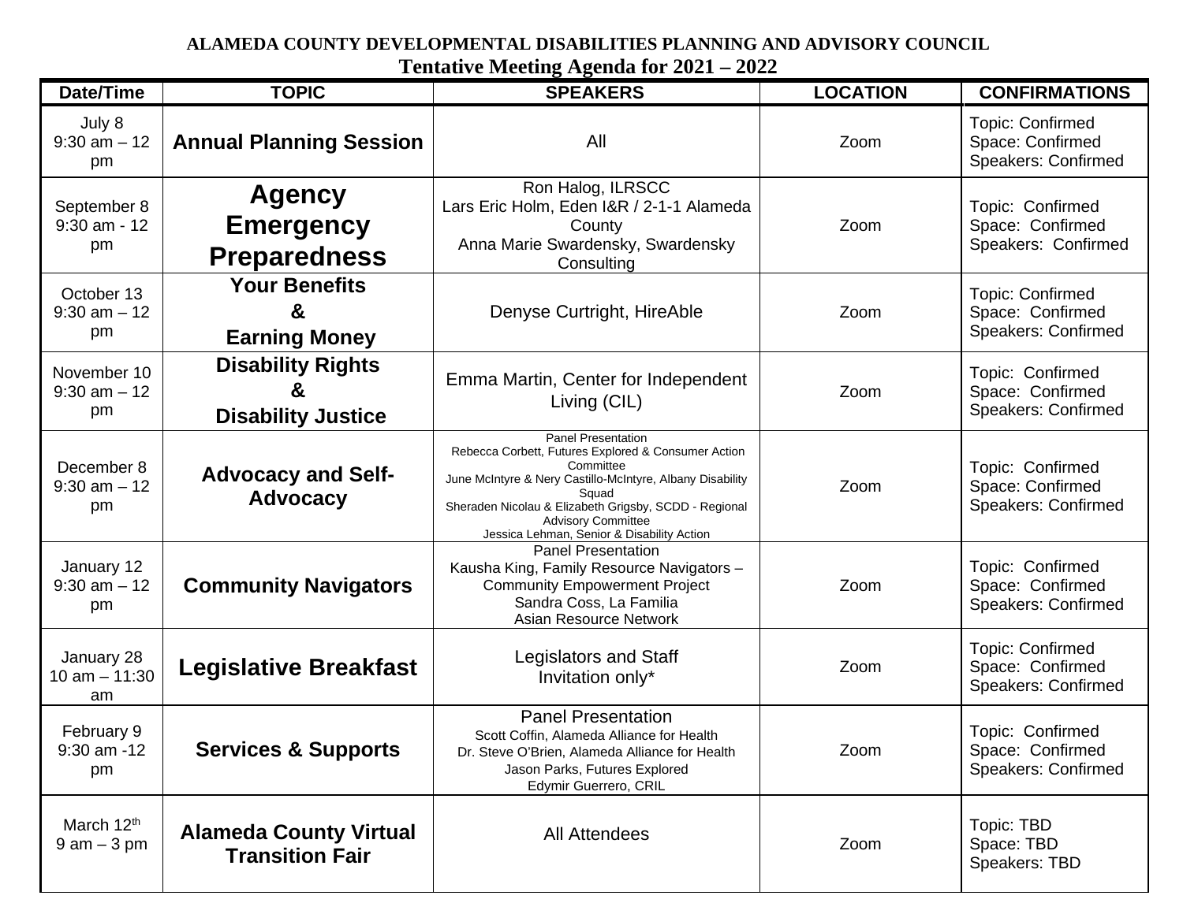**ALAMEDA COUNTY DEVELOPMENTAL DISABILITIES PLANNING AND ADVISORY COUNCIL**

**Tentative Meeting Agenda for 2021 – 2022**

| Date/Time | TOPIC | SPEAKERS | LOCATION | CONFIRMATIONS |
|---|---|---|---|---|
| July 8<br>9:30 am – 12 pm | **Annual Planning Session** | All | Zoom | Topic: Confirmed<br>Space: Confirmed<br>Speakers: Confirmed |
| September 8<br>9:30 am - 12 pm | **Agency Emergency Preparedness** | Ron Halog, ILRSCC<br>Lars Eric Holm, Eden I&R / 2-1-1 Alameda County<br>Anna Marie Swardensky, Swardensky Consulting | Zoom | Topic: Confirmed<br>Space: Confirmed<br>Speakers: Confirmed |
| October 13<br>9:30 am – 12 pm | **Your Benefits & Earning Money** | Denyse Curtright, HireAble | Zoom | Topic: Confirmed<br>Space: Confirmed<br>Speakers: Confirmed |
| November 10<br>9:30 am – 12 pm | **Disability Rights & Disability Justice** | Emma Martin, Center for Independent Living (CIL) | Zoom | Topic: Confirmed<br>Space: Confirmed<br>Speakers: Confirmed |
| December 8<br>9:30 am – 12 pm | **Advocacy and Self-Advocacy** | Panel Presentation<br>Rebecca Corbett, Futures Explored & Consumer Action Committee<br>June McIntyre & Nery Castillo-McIntyre, Albany Disability Squad<br>Sheraden Nicolau & Elizabeth Grigsby, SCDD - Regional Advisory Committee<br>Jessica Lehman, Senior & Disability Action | Zoom | Topic: Confirmed<br>Space: Confirmed<br>Speakers: Confirmed |
| January 12<br>9:30 am – 12 pm | **Community Navigators** | Panel Presentation<br>Kausha King, Family Resource Navigators – Community Empowerment Project<br>Sandra Coss, La Familia<br>Asian Resource Network | Zoom | Topic: Confirmed<br>Space: Confirmed<br>Speakers: Confirmed |
| January 28<br>10 am – 11:30 am | **Legislative Breakfast** | Legislators and Staff<br>Invitation only* | Zoom | Topic: Confirmed<br>Space: Confirmed<br>Speakers: Confirmed |
| February 9<br>9:30 am -12 pm | **Services & Supports** | Panel Presentation<br>Scott Coffin, Alameda Alliance for Health<br>Dr. Steve O'Brien, Alameda Alliance for Health<br>Jason Parks, Futures Explored<br>Edymir Guerrero, CRIL | Zoom | Topic: Confirmed<br>Space: Confirmed<br>Speakers: Confirmed |
| March 12th<br>9 am – 3 pm | **Alameda County Virtual Transition Fair** | All Attendees | Zoom | Topic: TBD<br>Space: TBD<br>Speakers: TBD |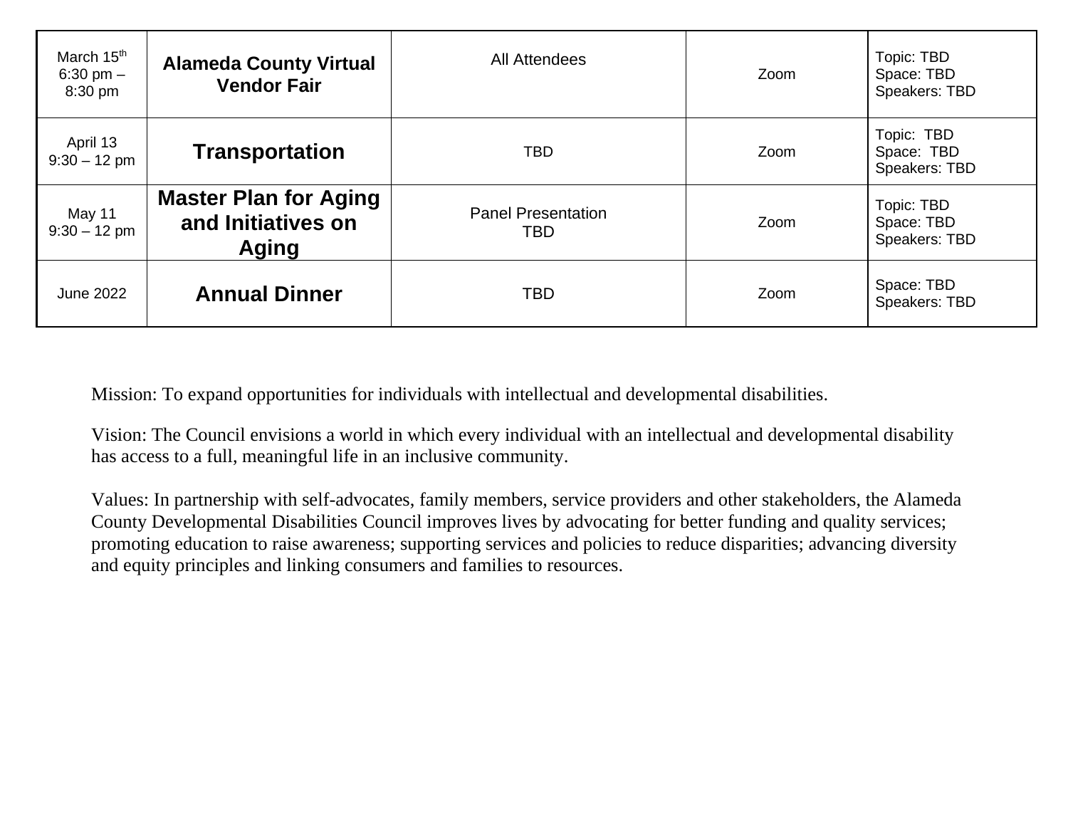| | | | | |
|---|---|---|---|---|
| March 15th 6:30 pm – 8:30 pm | **Alameda County Virtual Vendor Fair** | All Attendees | Zoom | Topic: TBD<br>Space: TBD<br>Speakers: TBD |
| April 13 9:30 – 12 pm | **Transportation** | TBD | Zoom | Topic: TBD<br>Space: TBD<br>Speakers: TBD |
| May 11 9:30 – 12 pm | **Master Plan for Aging and Initiatives on Aging** | Panel Presentation TBD | Zoom | Topic: TBD<br>Space: TBD<br>Speakers: TBD |
| June 2022 | **Annual Dinner** | TBD | Zoom | Space: TBD<br>Speakers: TBD |

Mission: To expand opportunities for individuals with intellectual and developmental disabilities.

Vision: The Council envisions a world in which every individual with an intellectual and developmental disability has access to a full, meaningful life in an inclusive community.

Values: In partnership with self-advocates, family members, service providers and other stakeholders, the Alameda County Developmental Disabilities Council improves lives by advocating for better funding and quality services; promoting education to raise awareness; supporting services and policies to reduce disparities; advancing diversity and equity principles and linking consumers and families to resources.